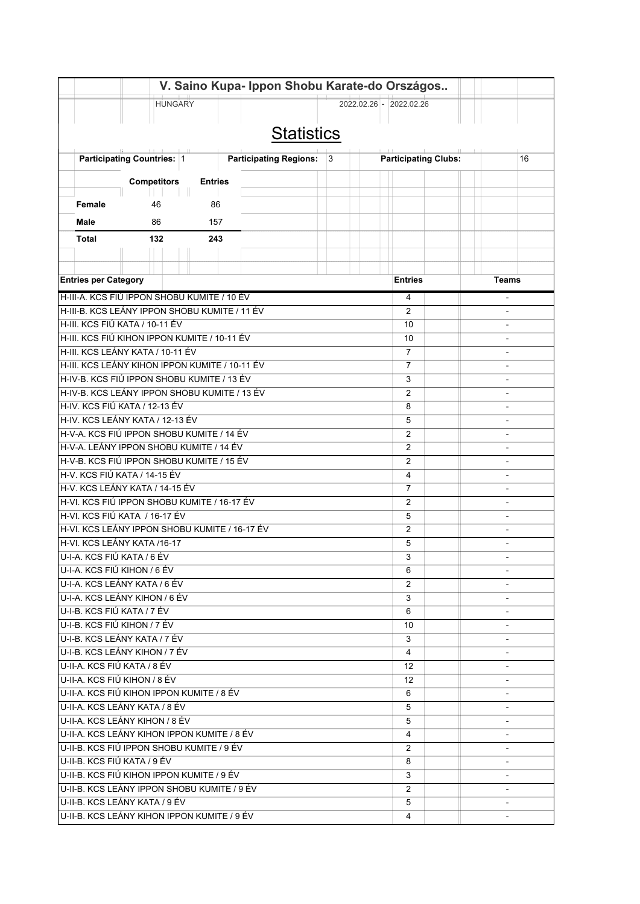# V. Saino Kupa- Ippon Shobu Karate-do Országos..

HUNGARY 2022.02.26 - 2022.02.26

## Statistics

**Participating Countries:** 1 **Participating Regions:** 3 **Participating Clubs:** 16

| | Competitors | Entries |
|---|---|---|
| **Female** | 46 | 86 |
| **Male** | 86 | 157 |
| **Total** | **132** | **243** |

| Entries per Category | Entries | Teams |
|---|---|---|
| H-III-A. KCS FIÚ IPPON SHOBU KUMITE / 10 ÉV | 4 | - |
| H-III-B. KCS LEÁNY IPPON SHOBU KUMITE / 11 ÉV | 2 | - |
| H-III. KCS FIÚ KATA / 10-11 ÉV | 10 | - |
| H-III. KCS FIÚ KIHON IPPON KUMITE / 10-11 ÉV | 10 | - |
| H-III. KCS LEÁNY KATA / 10-11 ÉV | 7 | - |
| H-III. KCS LEÁNY KIHON IPPON KUMITE / 10-11 ÉV | 7 | - |
| H-IV-B. KCS FIÚ IPPON SHOBU KUMITE / 13 ÉV | 3 | - |
| H-IV-B. KCS LEÁNY IPPON SHOBU KUMITE / 13 ÉV | 2 | - |
| H-IV. KCS FIÚ KATA / 12-13 ÉV | 8 | - |
| H-IV. KCS LEÁNY KATA / 12-13 ÉV | 5 | - |
| H-V-A. KCS FIÚ IPPON SHOBU KUMITE / 14 ÉV | 2 | - |
| H-V-A. LEÁNY IPPON SHOBU KUMITE / 14 ÉV | 2 | - |
| H-V-B. KCS FIÚ IPPON SHOBU KUMITE / 15 ÉV | 2 | - |
| H-V. KCS FIÚ KATA / 14-15 ÉV | 4 | - |
| H-V. KCS LEÁNY KATA / 14-15 ÉV | 7 | - |
| H-VI. KCS FIÚ IPPON SHOBU KUMITE / 16-17 ÉV | 2 | - |
| H-VI. KCS FIÚ KATA / 16-17 ÉV | 5 | - |
| H-VI. KCS LEÁNY IPPON SHOBU KUMITE / 16-17 ÉV | 2 | - |
| H-VI. KCS LEÁNY KATA /16-17 | 5 | - |
| U-I-A. KCS FIÚ KATA / 6 ÉV | 3 | - |
| U-I-A. KCS FIÚ KIHON / 6 ÉV | 6 | - |
| U-I-A. KCS LEÁNY KATA / 6 ÉV | 2 | - |
| U-I-A. KCS LEÁNY KIHON / 6 ÉV | 3 | - |
| U-I-B. KCS FIÚ KATA / 7 ÉV | 6 | - |
| U-I-B. KCS FIÚ KIHON / 7 ÉV | 10 | - |
| U-I-B. KCS LEÁNY KATA / 7 ÉV | 3 | - |
| U-I-B. KCS LEÁNY KIHON / 7 ÉV | 4 | - |
| U-II-A. KCS FIÚ KATA / 8 ÉV | 12 | - |
| U-II-A. KCS FIÚ KIHON / 8 ÉV | 12 | - |
| U-II-A. KCS FIÚ KIHON IPPON KUMITE / 8 ÉV | 6 | - |
| U-II-A. KCS LEÁNY KATA / 8 ÉV | 5 | - |
| U-II-A. KCS LEÁNY KIHON / 8 ÉV | 5 | - |
| U-II-A. KCS LEÁNY KIHON IPPON KUMITE / 8 ÉV | 4 | - |
| U-II-B. KCS FIÚ IPPON SHOBU KUMITE / 9 ÉV | 2 | - |
| U-II-B. KCS FIÚ KATA / 9 ÉV | 8 | - |
| U-II-B. KCS FIÚ KIHON IPPON KUMITE / 9 ÉV | 3 | - |
| U-II-B. KCS LEÁNY IPPON SHOBU KUMITE / 9 ÉV | 2 | - |
| U-II-B. KCS LEÁNY KATA / 9 ÉV | 5 | - |
| U-II-B. KCS LEÁNY KIHON IPPON KUMITE / 9 ÉV | 4 | - |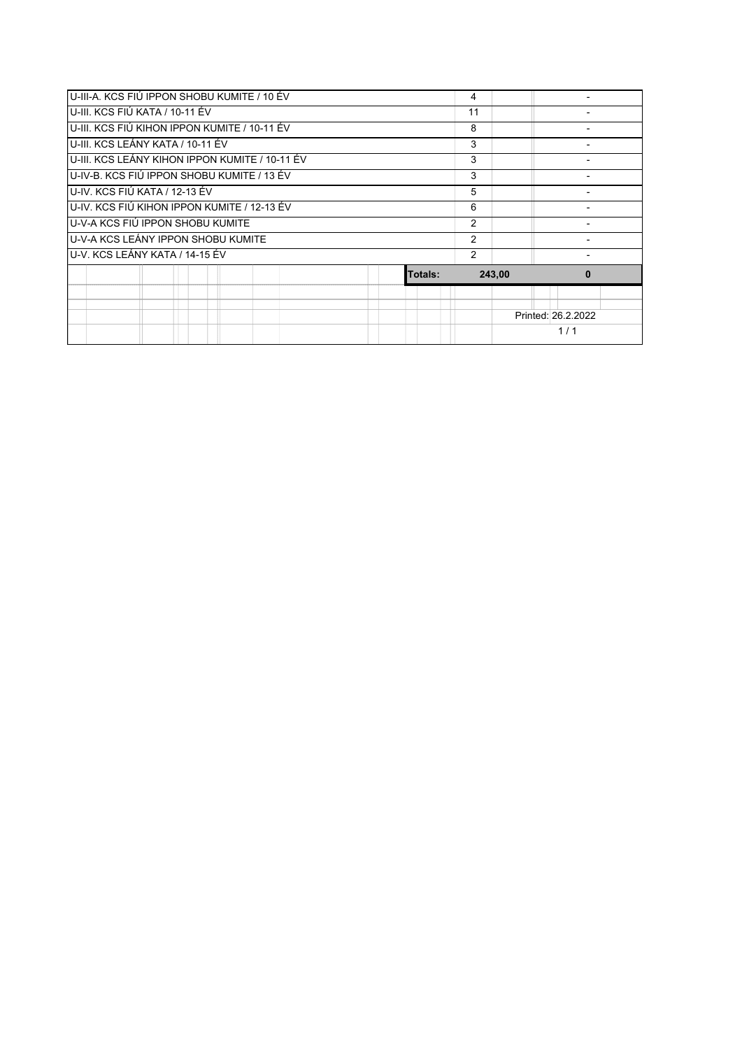| | | | |
|---|---|---|---|
| U-III-A. KCS FIÚ IPPON SHOBU KUMITE / 10 ÉV | 4 | | - |
| U-III. KCS FIÚ KATA / 10-11 ÉV | 11 | | - |
| U-III. KCS FIÚ KIHON IPPON KUMITE / 10-11 ÉV | 8 | | - |
| U-III. KCS LEÁNY KATA / 10-11 ÉV | 3 | | - |
| U-III. KCS LEÁNY KIHON IPPON KUMITE / 10-11 ÉV | 3 | | - |
| U-IV-B. KCS FIÚ IPPON SHOBU KUMITE / 13 ÉV | 3 | | - |
| U-IV. KCS FIÚ KATA / 12-13 ÉV | 5 | | - |
| U-IV. KCS FIÚ KIHON IPPON KUMITE / 12-13 ÉV | 6 | | - |
| U-V-A KCS FIÚ IPPON SHOBU KUMITE | 2 | | - |
| U-V-A KCS LEÁNY IPPON SHOBU KUMITE | 2 | | - |
| U-V. KCS LEÁNY KATA / 14-15 ÉV | 2 | | - |
| **Totals:** | **243,00** | | **0** |

Printed: 26.2.2022